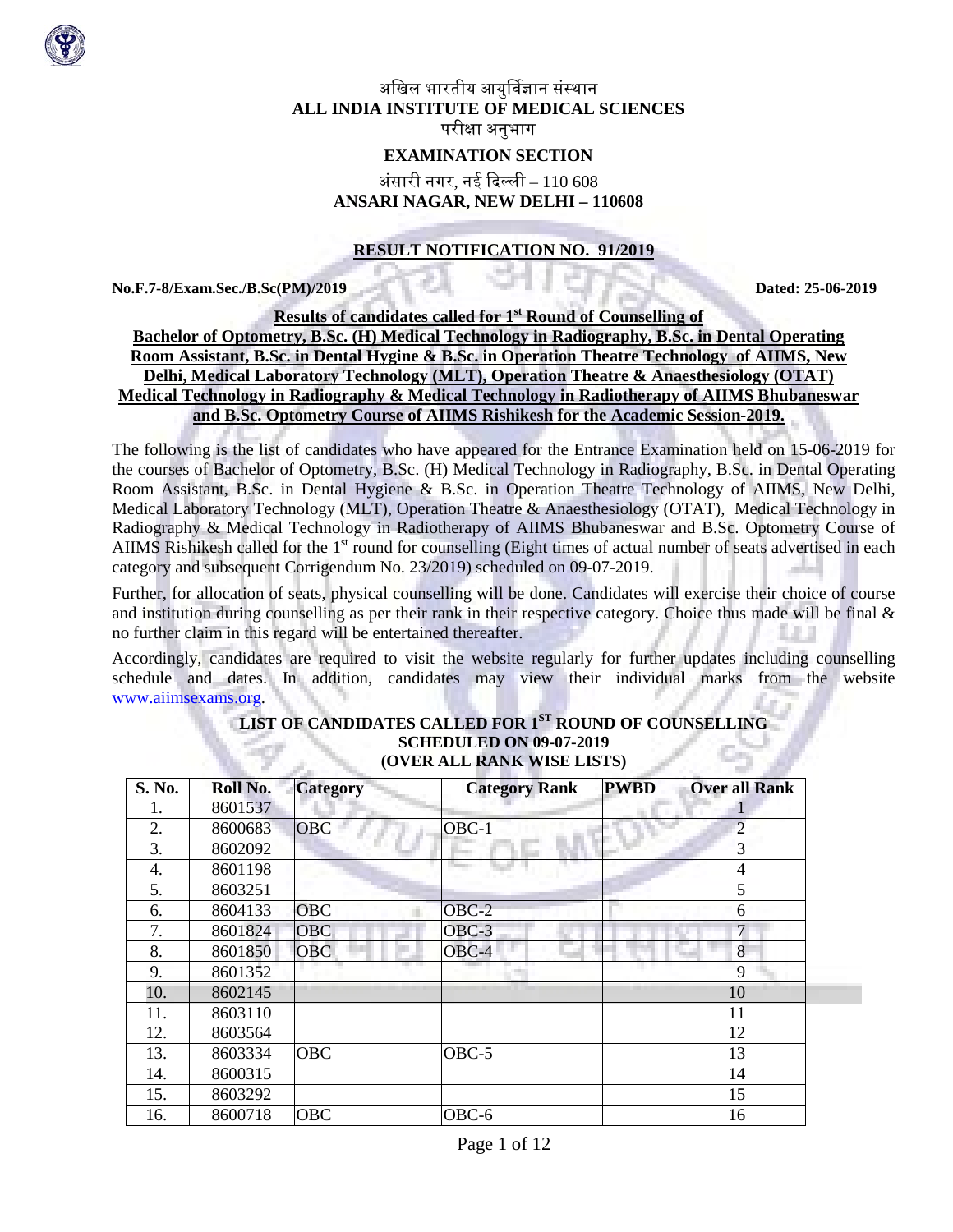अखिल भारतीय आयुर्विज्ञान संस्थान
**ALL INDIA INSTITUTE OF MEDICAL SCIENCES**
परीक्षा अनुभाग
**EXAMINATION SECTION**
अंसारी नगर, नई दिल्ली – 110 608
**ANSARI NAGAR, NEW DELHI – 110608**

## RESULT NOTIFICATION NO. 91/2019

**No.F.7-8/Exam.Sec./B.Sc(PM)/2019** **Dated: 25-06-2019**

**Results of candidates called for 1st Round of Counselling of Bachelor of Optometry, B.Sc. (H) Medical Technology in Radiography, B.Sc. in Dental Operating Room Assistant, B.Sc. in Dental Hygine & B.Sc. in Operation Theatre Technology of AIIMS, New Delhi, Medical Laboratory Technology (MLT), Operation Theatre & Anaesthesiology (OTAT) Medical Technology in Radiography & Medical Technology in Radiotherapy of AIIMS Bhubaneswar and B.Sc. Optometry Course of AIIMS Rishikesh for the Academic Session-2019.**

The following is the list of candidates who have appeared for the Entrance Examination held on 15-06-2019 for the courses of Bachelor of Optometry, B.Sc. (H) Medical Technology in Radiography, B.Sc. in Dental Operating Room Assistant, B.Sc. in Dental Hygiene & B.Sc. in Operation Theatre Technology of AIIMS, New Delhi, Medical Laboratory Technology (MLT), Operation Theatre & Anaesthesiology (OTAT), Medical Technology in Radiography & Medical Technology in Radiotherapy of AIIMS Bhubaneswar and B.Sc. Optometry Course of AIIMS Rishikesh called for the 1st round for counselling (Eight times of actual number of seats advertised in each category and subsequent Corrigendum No. 23/2019) scheduled on 09-07-2019.

Further, for allocation of seats, physical counselling will be done. Candidates will exercise their choice of course and institution during counselling as per their rank in their respective category. Choice thus made will be final & no further claim in this regard will be entertained thereafter.

Accordingly, candidates are required to visit the website regularly for further updates including counselling schedule and dates. In addition, candidates may view their individual marks from the website www.aiimsexams.org.

**LIST OF CANDIDATES CALLED FOR 1ST ROUND OF COUNSELLING**
**SCHEDULED ON 09-07-2019**
**(OVER ALL RANK WISE LISTS)**

| S. No. | Roll No. | Category | Category Rank | PWBD | Over all Rank |
|---|---|---|---|---|---|
| 1. | 8601537 | | | | 1 |
| 2. | 8600683 | OBC | OBC-1 | | 2 |
| 3. | 8602092 | | | | 3 |
| 4. | 8601198 | | | | 4 |
| 5. | 8603251 | | | | 5 |
| 6. | 8604133 | OBC | OBC-2 | | 6 |
| 7. | 8601824 | OBC | OBC-3 | | 7 |
| 8. | 8601850 | OBC | OBC-4 | | 8 |
| 9. | 8601352 | | | | 9 |
| 10. | 8602145 | | | | 10 |
| 11. | 8603110 | | | | 11 |
| 12. | 8603564 | | | | 12 |
| 13. | 8603334 | OBC | OBC-5 | | 13 |
| 14. | 8600315 | | | | 14 |
| 15. | 8603292 | | | | 15 |
| 16. | 8600718 | OBC | OBC-6 | | 16 |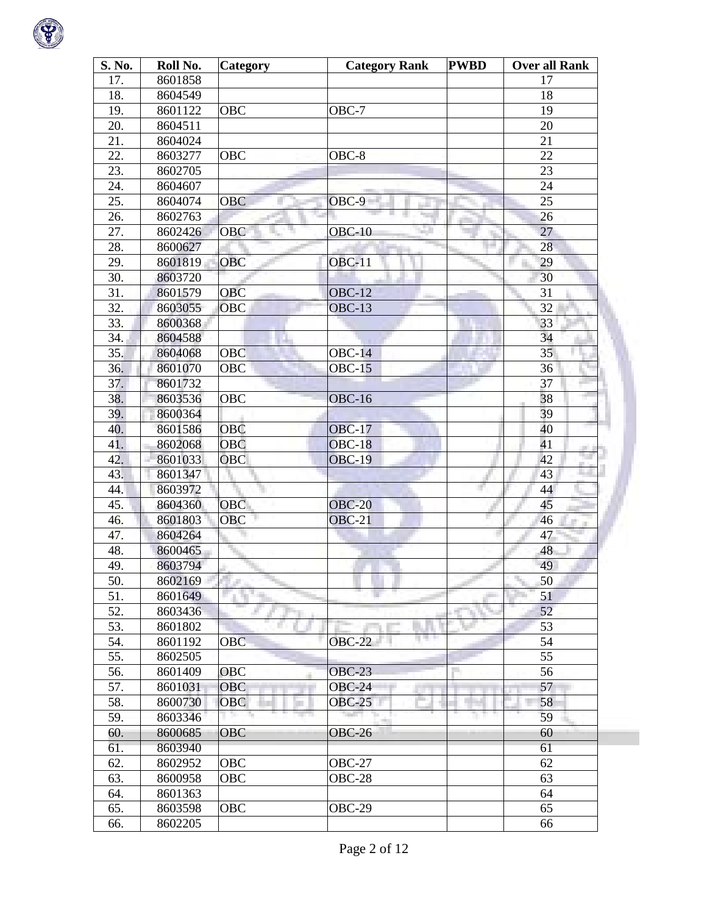| S. No. | Roll No. | Category | Category Rank | PWBD | Over all Rank |
|---|---|---|---|---|---|
| 17. | 8601858 | | | | 17 |
| 18. | 8604549 | | | | 18 |
| 19. | 8601122 | OBC | OBC-7 | | 19 |
| 20. | 8604511 | | | | 20 |
| 21. | 8604024 | | | | 21 |
| 22. | 8603277 | OBC | OBC-8 | | 22 |
| 23. | 8602705 | | | | 23 |
| 24. | 8604607 | | | | 24 |
| 25. | 8604074 | OBC | OBC-9 | | 25 |
| 26. | 8602763 | | | | 26 |
| 27. | 8602426 | OBC | OBC-10 | | 27 |
| 28. | 8600627 | | | | 28 |
| 29. | 8601819 | OBC | OBC-11 | | 29 |
| 30. | 8603720 | | | | 30 |
| 31. | 8601579 | OBC | OBC-12 | | 31 |
| 32. | 8603055 | OBC | OBC-13 | | 32 |
| 33. | 8600368 | | | | 33 |
| 34. | 8604588 | | | | 34 |
| 35. | 8604068 | OBC | OBC-14 | | 35 |
| 36. | 8601070 | OBC | OBC-15 | | 36 |
| 37. | 8601732 | | | | 37 |
| 38. | 8603536 | OBC | OBC-16 | | 38 |
| 39. | 8600364 | | | | 39 |
| 40. | 8601586 | OBC | OBC-17 | | 40 |
| 41. | 8602068 | OBC | OBC-18 | | 41 |
| 42. | 8601033 | OBC | OBC-19 | | 42 |
| 43. | 8601347 | | | | 43 |
| 44. | 8603972 | | | | 44 |
| 45. | 8604360 | OBC | OBC-20 | | 45 |
| 46. | 8601803 | OBC | OBC-21 | | 46 |
| 47. | 8604264 | | | | 47 |
| 48. | 8600465 | | | | 48 |
| 49. | 8603794 | | | | 49 |
| 50. | 8602169 | | | | 50 |
| 51. | 8601649 | | | | 51 |
| 52. | 8603436 | | | | 52 |
| 53. | 8601802 | | | | 53 |
| 54. | 8601192 | OBC | OBC-22 | | 54 |
| 55. | 8602505 | | | | 55 |
| 56. | 8601409 | OBC | OBC-23 | | 56 |
| 57. | 8601031 | OBC | OBC-24 | | 57 |
| 58. | 8600730 | OBC | OBC-25 | | 58 |
| 59. | 8603346 | | | | 59 |
| 60. | 8600685 | OBC | OBC-26 | | 60 |
| 61. | 8603940 | | | | 61 |
| 62. | 8602952 | OBC | OBC-27 | | 62 |
| 63. | 8600958 | OBC | OBC-28 | | 63 |
| 64. | 8601363 | | | | 64 |
| 65. | 8603598 | OBC | OBC-29 | | 65 |
| 66. | 8602205 | | | | 66 |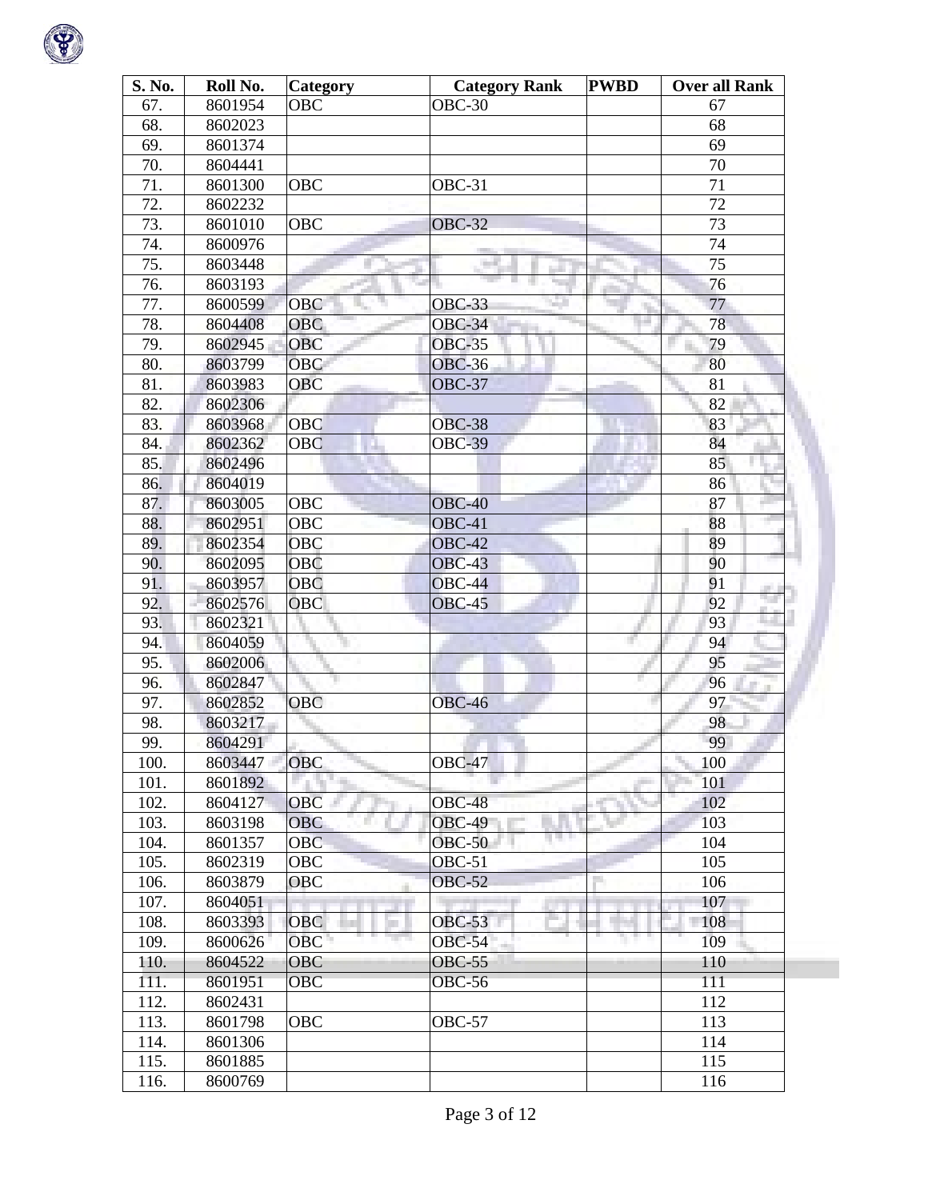| S. No. | Roll No. | Category | Category Rank | PWBD | Over all Rank |
|---|---|---|---|---|---|
| 67. | 8601954 | OBC | OBC-30 | | 67 |
| 68. | 8602023 | | | | 68 |
| 69. | 8601374 | | | | 69 |
| 70. | 8604441 | | | | 70 |
| 71. | 8601300 | OBC | OBC-31 | | 71 |
| 72. | 8602232 | | | | 72 |
| 73. | 8601010 | OBC | OBC-32 | | 73 |
| 74. | 8600976 | | | | 74 |
| 75. | 8603448 | | | | 75 |
| 76. | 8603193 | | | | 76 |
| 77. | 8600599 | OBC | OBC-33 | | 77 |
| 78. | 8604408 | OBC | OBC-34 | | 78 |
| 79. | 8602945 | OBC | OBC-35 | | 79 |
| 80. | 8603799 | OBC | OBC-36 | | 80 |
| 81. | 8603983 | OBC | OBC-37 | | 81 |
| 82. | 8602306 | | | | 82 |
| 83. | 8603968 | OBC | OBC-38 | | 83 |
| 84. | 8602362 | OBC | OBC-39 | | 84 |
| 85. | 8602496 | | | | 85 |
| 86. | 8604019 | | | | 86 |
| 87. | 8603005 | OBC | OBC-40 | | 87 |
| 88. | 8602951 | OBC | OBC-41 | | 88 |
| 89. | 8602354 | OBC | OBC-42 | | 89 |
| 90. | 8602095 | OBC | OBC-43 | | 90 |
| 91. | 8603957 | OBC | OBC-44 | | 91 |
| 92. | 8602576 | OBC | OBC-45 | | 92 |
| 93. | 8602321 | | | | 93 |
| 94. | 8604059 | | | | 94 |
| 95. | 8602006 | | | | 95 |
| 96. | 8602847 | | | | 96 |
| 97. | 8602852 | OBC | OBC-46 | | 97 |
| 98. | 8603217 | | | | 98 |
| 99. | 8604291 | | | | 99 |
| 100. | 8603447 | OBC | OBC-47 | | 100 |
| 101. | 8601892 | | | | 101 |
| 102. | 8604127 | OBC | OBC-48 | | 102 |
| 103. | 8603198 | OBC | OBC-49 | | 103 |
| 104. | 8601357 | OBC | OBC-50 | | 104 |
| 105. | 8602319 | OBC | OBC-51 | | 105 |
| 106. | 8603879 | OBC | OBC-52 | | 106 |
| 107. | 8604051 | | | | 107 |
| 108. | 8603393 | OBC | OBC-53 | | 108 |
| 109. | 8600626 | OBC | OBC-54 | | 109 |
| 110. | 8604522 | OBC | OBC-55 | | 110 |
| 111. | 8601951 | OBC | OBC-56 | | 111 |
| 112. | 8602431 | | | | 112 |
| 113. | 8601798 | OBC | OBC-57 | | 113 |
| 114. | 8601306 | | | | 114 |
| 115. | 8601885 | | | | 115 |
| 116. | 8600769 | | | | 116 |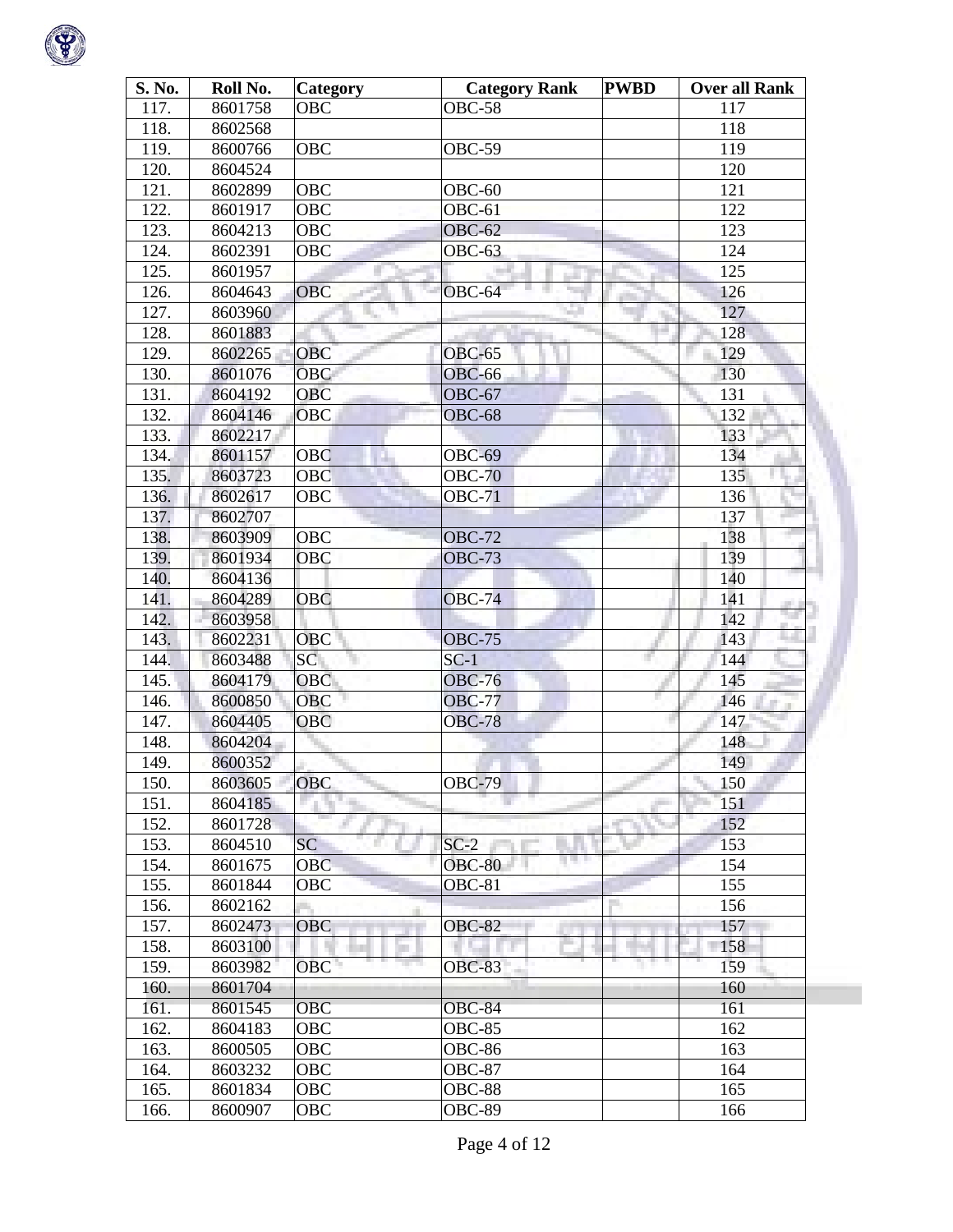| S. No. | Roll No. | Category | Category Rank | PWBD | Over all Rank |
|---|---|---|---|---|---|
| 117. | 8601758 | OBC | OBC-58 | | 117 |
| 118. | 8602568 | | | | 118 |
| 119. | 8600766 | OBC | OBC-59 | | 119 |
| 120. | 8604524 | | | | 120 |
| 121. | 8602899 | OBC | OBC-60 | | 121 |
| 122. | 8601917 | OBC | OBC-61 | | 122 |
| 123. | 8604213 | OBC | OBC-62 | | 123 |
| 124. | 8602391 | OBC | OBC-63 | | 124 |
| 125. | 8601957 | | | | 125 |
| 126. | 8604643 | OBC | OBC-64 | | 126 |
| 127. | 8603960 | | | | 127 |
| 128. | 8601883 | | | | 128 |
| 129. | 8602265 | OBC | OBC-65 | | 129 |
| 130. | 8601076 | OBC | OBC-66 | | 130 |
| 131. | 8604192 | OBC | OBC-67 | | 131 |
| 132. | 8604146 | OBC | OBC-68 | | 132 |
| 133. | 8602217 | | | | 133 |
| 134. | 8601157 | OBC | OBC-69 | | 134 |
| 135. | 8603723 | OBC | OBC-70 | | 135 |
| 136. | 8602617 | OBC | OBC-71 | | 136 |
| 137. | 8602707 | | | | 137 |
| 138. | 8603909 | OBC | OBC-72 | | 138 |
| 139. | 8601934 | OBC | OBC-73 | | 139 |
| 140. | 8604136 | | | | 140 |
| 141. | 8604289 | OBC | OBC-74 | | 141 |
| 142. | 8603958 | | | | 142 |
| 143. | 8602231 | OBC | OBC-75 | | 143 |
| 144. | 8603488 | SC | SC-1 | | 144 |
| 145. | 8604179 | OBC | OBC-76 | | 145 |
| 146. | 8600850 | OBC | OBC-77 | | 146 |
| 147. | 8604405 | OBC | OBC-78 | | 147 |
| 148. | 8604204 | | | | 148 |
| 149. | 8600352 | | | | 149 |
| 150. | 8603605 | OBC | OBC-79 | | 150 |
| 151. | 8604185 | | | | 151 |
| 152. | 8601728 | | | | 152 |
| 153. | 8604510 | SC | SC-2 | | 153 |
| 154. | 8601675 | OBC | OBC-80 | | 154 |
| 155. | 8601844 | OBC | OBC-81 | | 155 |
| 156. | 8602162 | | | | 156 |
| 157. | 8602473 | OBC | OBC-82 | | 157 |
| 158. | 8603100 | | | | 158 |
| 159. | 8603982 | OBC | OBC-83 | | 159 |
| 160. | 8601704 | | | | 160 |
| 161. | 8601545 | OBC | OBC-84 | | 161 |
| 162. | 8604183 | OBC | OBC-85 | | 162 |
| 163. | 8600505 | OBC | OBC-86 | | 163 |
| 164. | 8603232 | OBC | OBC-87 | | 164 |
| 165. | 8601834 | OBC | OBC-88 | | 165 |
| 166. | 8600907 | OBC | OBC-89 | | 166 |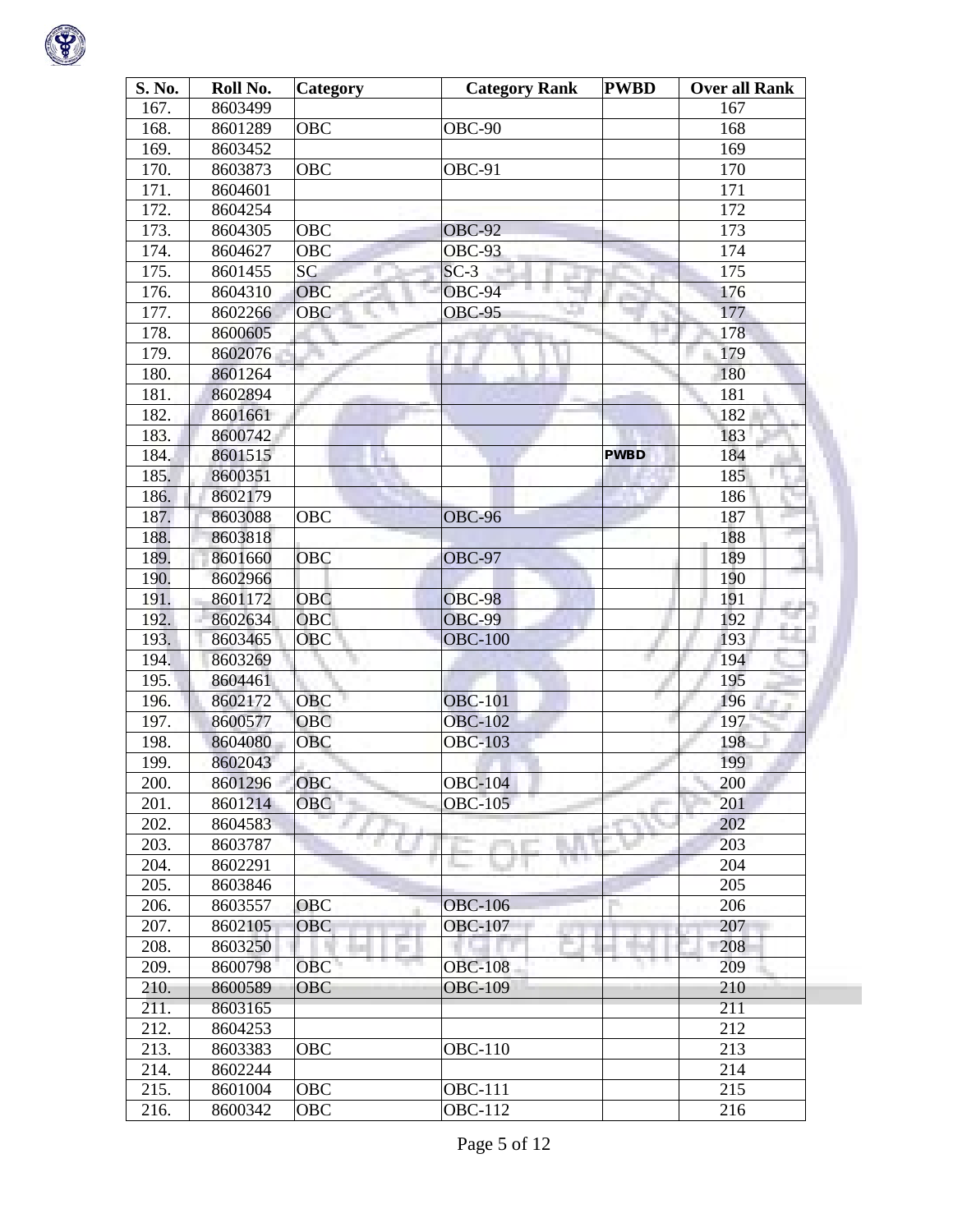| S. No. | Roll No. | Category | Category Rank | PWBD | Over all Rank |
|---|---|---|---|---|---|
| 167. | 8603499 | | | | 167 |
| 168. | 8601289 | OBC | OBC-90 | | 168 |
| 169. | 8603452 | | | | 169 |
| 170. | 8603873 | OBC | OBC-91 | | 170 |
| 171. | 8604601 | | | | 171 |
| 172. | 8604254 | | | | 172 |
| 173. | 8604305 | OBC | OBC-92 | | 173 |
| 174. | 8604627 | OBC | OBC-93 | | 174 |
| 175. | 8601455 | SC | SC-3 | | 175 |
| 176. | 8604310 | OBC | OBC-94 | | 176 |
| 177. | 8602266 | OBC | OBC-95 | | 177 |
| 178. | 8600605 | | | | 178 |
| 179. | 8602076 | | | | 179 |
| 180. | 8601264 | | | | 180 |
| 181. | 8602894 | | | | 181 |
| 182. | 8601661 | | | | 182 |
| 183. | 8600742 | | | | 183 |
| 184. | 8601515 | | | PWBD | 184 |
| 185. | 8600351 | | | | 185 |
| 186. | 8602179 | | | | 186 |
| 187. | 8603088 | OBC | OBC-96 | | 187 |
| 188. | 8603818 | | | | 188 |
| 189. | 8601660 | OBC | OBC-97 | | 189 |
| 190. | 8602966 | | | | 190 |
| 191. | 8601172 | OBC | OBC-98 | | 191 |
| 192. | 8602634 | OBC | OBC-99 | | 192 |
| 193. | 8603465 | OBC | OBC-100 | | 193 |
| 194. | 8603269 | | | | 194 |
| 195. | 8604461 | | | | 195 |
| 196. | 8602172 | OBC | OBC-101 | | 196 |
| 197. | 8600577 | OBC | OBC-102 | | 197 |
| 198. | 8604080 | OBC | OBC-103 | | 198 |
| 199. | 8602043 | | | | 199 |
| 200. | 8601296 | OBC | OBC-104 | | 200 |
| 201. | 8601214 | OBC | OBC-105 | | 201 |
| 202. | 8604583 | | | | 202 |
| 203. | 8603787 | | | | 203 |
| 204. | 8602291 | | | | 204 |
| 205. | 8603846 | | | | 205 |
| 206. | 8603557 | OBC | OBC-106 | | 206 |
| 207. | 8602105 | OBC | OBC-107 | | 207 |
| 208. | 8603250 | | | | 208 |
| 209. | 8600798 | OBC | OBC-108 | | 209 |
| 210. | 8600589 | OBC | OBC-109 | | 210 |
| 211. | 8603165 | | | | 211 |
| 212. | 8604253 | | | | 212 |
| 213. | 8603383 | OBC | OBC-110 | | 213 |
| 214. | 8602244 | | | | 214 |
| 215. | 8601004 | OBC | OBC-111 | | 215 |
| 216. | 8600342 | OBC | OBC-112 | | 216 |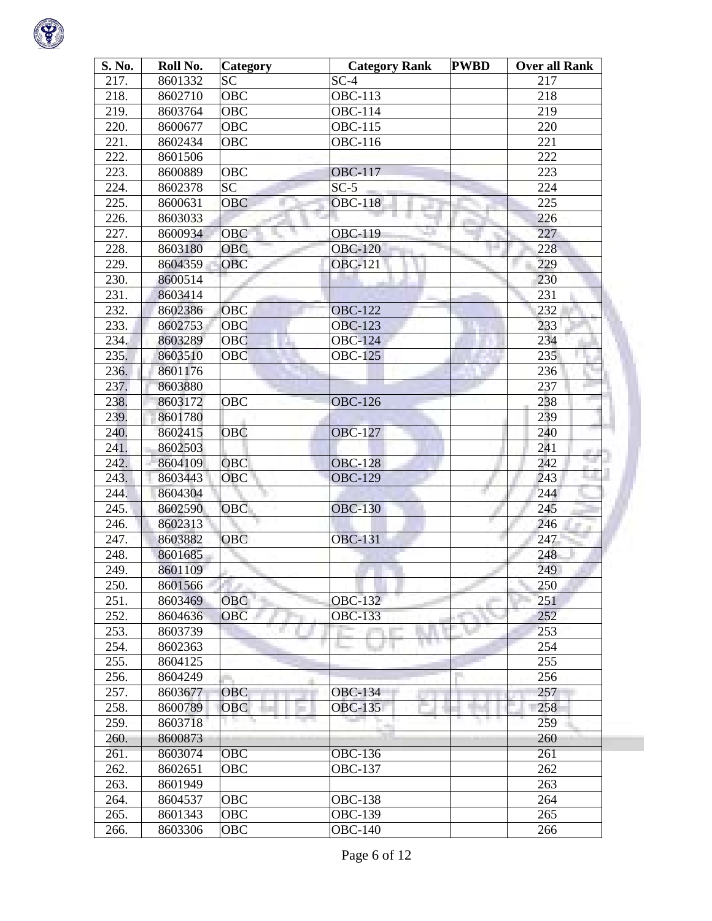| S. No. | Roll No. | Category | Category Rank | PWBD | Over all Rank |
|---|---|---|---|---|---|
| 217. | 8601332 | SC | SC-4 | | 217 |
| 218. | 8602710 | OBC | OBC-113 | | 218 |
| 219. | 8603764 | OBC | OBC-114 | | 219 |
| 220. | 8600677 | OBC | OBC-115 | | 220 |
| 221. | 8602434 | OBC | OBC-116 | | 221 |
| 222. | 8601506 | | | | 222 |
| 223. | 8600889 | OBC | OBC-117 | | 223 |
| 224. | 8602378 | SC | SC-5 | | 224 |
| 225. | 8600631 | OBC | OBC-118 | | 225 |
| 226. | 8603033 | | | | 226 |
| 227. | 8600934 | OBC | OBC-119 | | 227 |
| 228. | 8603180 | OBC | OBC-120 | | 228 |
| 229. | 8604359 | OBC | OBC-121 | | 229 |
| 230. | 8600514 | | | | 230 |
| 231. | 8603414 | | | | 231 |
| 232. | 8602386 | OBC | OBC-122 | | 232 |
| 233. | 8602753 | OBC | OBC-123 | | 233 |
| 234. | 8603289 | OBC | OBC-124 | | 234 |
| 235. | 8603510 | OBC | OBC-125 | | 235 |
| 236. | 8601176 | | | | 236 |
| 237. | 8603880 | | | | 237 |
| 238. | 8603172 | OBC | OBC-126 | | 238 |
| 239. | 8601780 | | | | 239 |
| 240. | 8602415 | OBC | OBC-127 | | 240 |
| 241. | 8602503 | | | | 241 |
| 242. | 8604109 | OBC | OBC-128 | | 242 |
| 243. | 8603443 | OBC | OBC-129 | | 243 |
| 244. | 8604304 | | | | 244 |
| 245. | 8602590 | OBC | OBC-130 | | 245 |
| 246. | 8602313 | | | | 246 |
| 247. | 8603882 | OBC | OBC-131 | | 247 |
| 248. | 8601685 | | | | 248 |
| 249. | 8601109 | | | | 249 |
| 250. | 8601566 | | | | 250 |
| 251. | 8603469 | OBC | OBC-132 | | 251 |
| 252. | 8604636 | OBC | OBC-133 | | 252 |
| 253. | 8603739 | | | | 253 |
| 254. | 8602363 | | | | 254 |
| 255. | 8604125 | | | | 255 |
| 256. | 8604249 | | | | 256 |
| 257. | 8603677 | OBC | OBC-134 | | 257 |
| 258. | 8600789 | OBC | OBC-135 | | 258 |
| 259. | 8603718 | | | | 259 |
| 260. | 8600873 | | | | 260 |
| 261. | 8603074 | OBC | OBC-136 | | 261 |
| 262. | 8602651 | OBC | OBC-137 | | 262 |
| 263. | 8601949 | | | | 263 |
| 264. | 8604537 | OBC | OBC-138 | | 264 |
| 265. | 8601343 | OBC | OBC-139 | | 265 |
| 266. | 8603306 | OBC | OBC-140 | | 266 |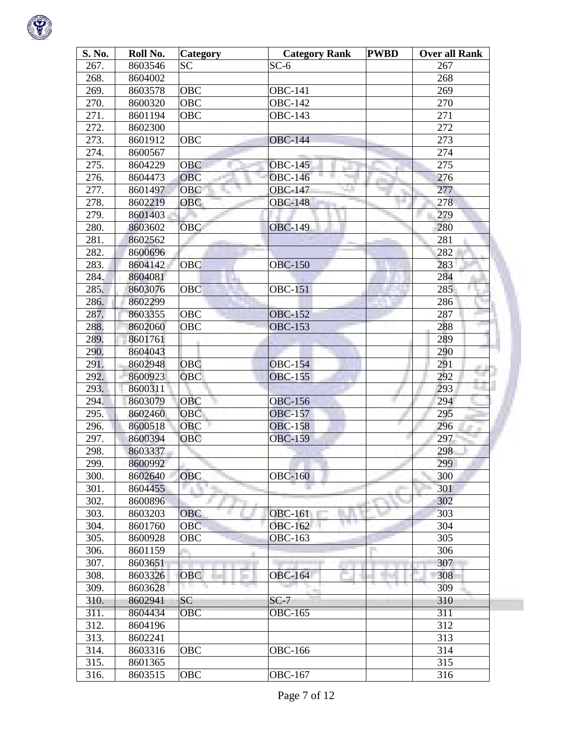| S. No. | Roll No. | Category | Category Rank | PWBD | Over all Rank |
|---|---|---|---|---|---|
| 267. | 8603546 | SC | SC-6 | | 267 |
| 268. | 8604002 | | | | 268 |
| 269. | 8603578 | OBC | OBC-141 | | 269 |
| 270. | 8600320 | OBC | OBC-142 | | 270 |
| 271. | 8601194 | OBC | OBC-143 | | 271 |
| 272. | 8602300 | | | | 272 |
| 273. | 8601912 | OBC | OBC-144 | | 273 |
| 274. | 8600567 | | | | 274 |
| 275. | 8604229 | OBC | OBC-145 | | 275 |
| 276. | 8604473 | OBC | OBC-146 | | 276 |
| 277. | 8601497 | OBC | OBC-147 | | 277 |
| 278. | 8602219 | OBC | OBC-148 | | 278 |
| 279. | 8601403 | | | | 279 |
| 280. | 8603602 | OBC | OBC-149 | | 280 |
| 281. | 8602562 | | | | 281 |
| 282. | 8600696 | | | | 282 |
| 283. | 8604142 | OBC | OBC-150 | | 283 |
| 284. | 8604081 | | | | 284 |
| 285. | 8603076 | OBC | OBC-151 | | 285 |
| 286. | 8602299 | | | | 286 |
| 287. | 8603355 | OBC | OBC-152 | | 287 |
| 288. | 8602060 | OBC | OBC-153 | | 288 |
| 289. | 8601761 | | | | 289 |
| 290. | 8604043 | | | | 290 |
| 291. | 8602948 | OBC | OBC-154 | | 291 |
| 292. | 8600923 | OBC | OBC-155 | | 292 |
| 293. | 8600311 | | | | 293 |
| 294. | 8603079 | OBC | OBC-156 | | 294 |
| 295. | 8602460 | OBC | OBC-157 | | 295 |
| 296. | 8600518 | OBC | OBC-158 | | 296 |
| 297. | 8600394 | OBC | OBC-159 | | 297 |
| 298. | 8603337 | | | | 298 |
| 299. | 8600992 | | | | 299 |
| 300. | 8602640 | OBC | OBC-160 | | 300 |
| 301. | 8604455 | | | | 301 |
| 302. | 8600896 | | | | 302 |
| 303. | 8603203 | OBC | OBC-161 | | 303 |
| 304. | 8601760 | OBC | OBC-162 | | 304 |
| 305. | 8600928 | OBC | OBC-163 | | 305 |
| 306. | 8601159 | | | | 306 |
| 307. | 8603651 | | | | 307 |
| 308. | 8603326 | OBC | OBC-164 | | 308 |
| 309. | 8603628 | | | | 309 |
| 310. | 8602941 | SC | SC-7 | | 310 |
| 311. | 8604434 | OBC | OBC-165 | | 311 |
| 312. | 8604196 | | | | 312 |
| 313. | 8602241 | | | | 313 |
| 314. | 8603316 | OBC | OBC-166 | | 314 |
| 315. | 8601365 | | | | 315 |
| 316. | 8603515 | OBC | OBC-167 | | 316 |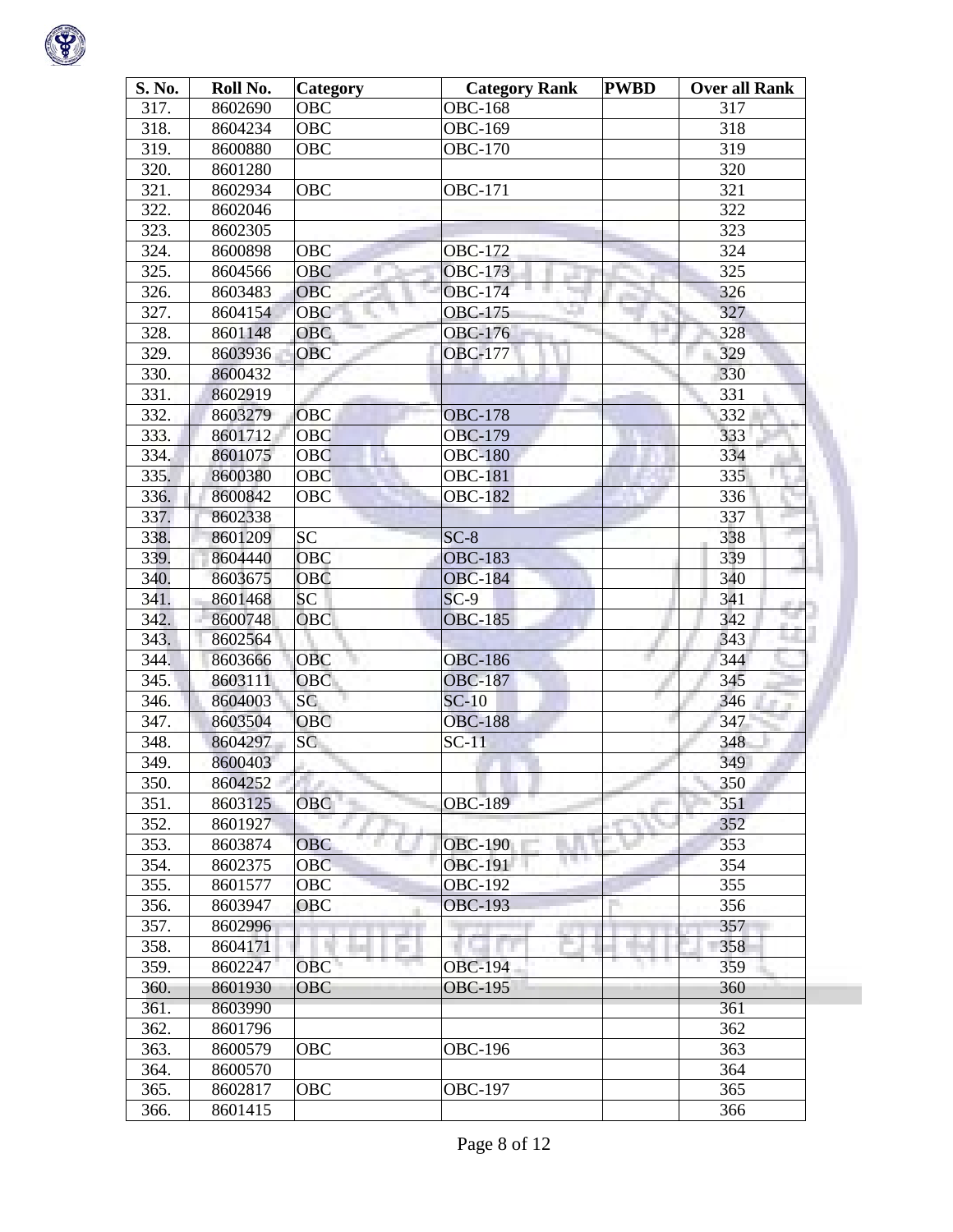| S. No. | Roll No. | Category | Category Rank | PWBD | Over all Rank |
|---|---|---|---|---|---|
| 317. | 8602690 | OBC | OBC-168 | | 317 |
| 318. | 8604234 | OBC | OBC-169 | | 318 |
| 319. | 8600880 | OBC | OBC-170 | | 319 |
| 320. | 8601280 | | | | 320 |
| 321. | 8602934 | OBC | OBC-171 | | 321 |
| 322. | 8602046 | | | | 322 |
| 323. | 8602305 | | | | 323 |
| 324. | 8600898 | OBC | OBC-172 | | 324 |
| 325. | 8604566 | OBC | OBC-173 | | 325 |
| 326. | 8603483 | OBC | OBC-174 | | 326 |
| 327. | 8604154 | OBC | OBC-175 | | 327 |
| 328. | 8601148 | OBC | OBC-176 | | 328 |
| 329. | 8603936 | OBC | OBC-177 | | 329 |
| 330. | 8600432 | | | | 330 |
| 331. | 8602919 | | | | 331 |
| 332. | 8603279 | OBC | OBC-178 | | 332 |
| 333. | 8601712 | OBC | OBC-179 | | 333 |
| 334. | 8601075 | OBC | OBC-180 | | 334 |
| 335. | 8600380 | OBC | OBC-181 | | 335 |
| 336. | 8600842 | OBC | OBC-182 | | 336 |
| 337. | 8602338 | | | | 337 |
| 338. | 8601209 | SC | SC-8 | | 338 |
| 339. | 8604440 | OBC | OBC-183 | | 339 |
| 340. | 8603675 | OBC | OBC-184 | | 340 |
| 341. | 8601468 | SC | SC-9 | | 341 |
| 342. | 8600748 | OBC | OBC-185 | | 342 |
| 343. | 8602564 | | | | 343 |
| 344. | 8603666 | OBC | OBC-186 | | 344 |
| 345. | 8603111 | OBC | OBC-187 | | 345 |
| 346. | 8604003 | SC | SC-10 | | 346 |
| 347. | 8603504 | OBC | OBC-188 | | 347 |
| 348. | 8604297 | SC | SC-11 | | 348 |
| 349. | 8600403 | | | | 349 |
| 350. | 8604252 | | | | 350 |
| 351. | 8603125 | OBC | OBC-189 | | 351 |
| 352. | 8601927 | | | | 352 |
| 353. | 8603874 | OBC | OBC-190 | | 353 |
| 354. | 8602375 | OBC | OBC-191 | | 354 |
| 355. | 8601577 | OBC | OBC-192 | | 355 |
| 356. | 8603947 | OBC | OBC-193 | | 356 |
| 357. | 8602996 | | | | 357 |
| 358. | 8604171 | | | | 358 |
| 359. | 8602247 | OBC | OBC-194 | | 359 |
| 360. | 8601930 | OBC | OBC-195 | | 360 |
| 361. | 8603990 | | | | 361 |
| 362. | 8601796 | | | | 362 |
| 363. | 8600579 | OBC | OBC-196 | | 363 |
| 364. | 8600570 | | | | 364 |
| 365. | 8602817 | OBC | OBC-197 | | 365 |
| 366. | 8601415 | | | | 366 |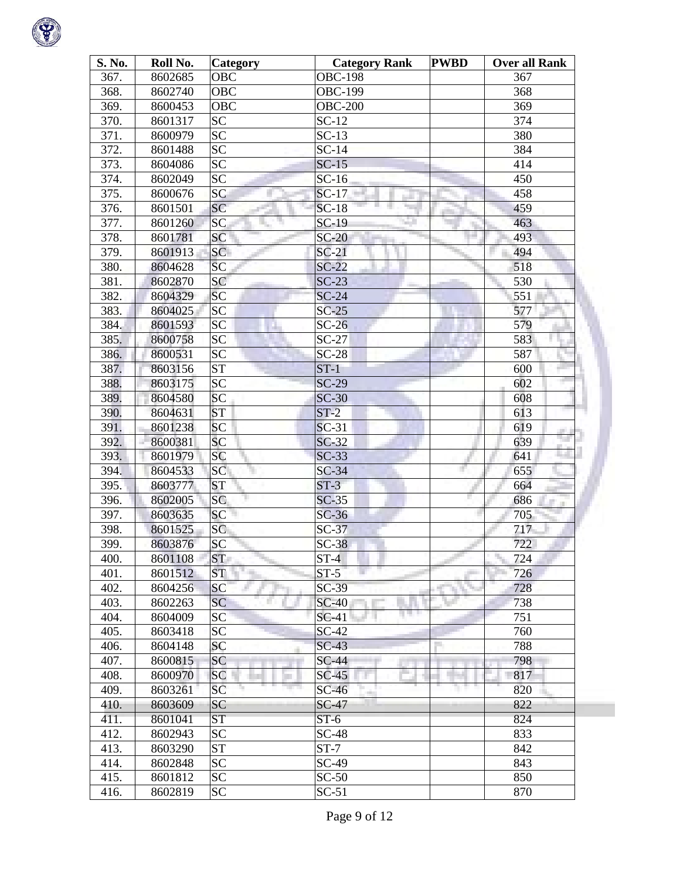| S. No. | Roll No. | Category | Category Rank | PWBD | Over all Rank |
|---|---|---|---|---|---|
| 367. | 8602685 | OBC | OBC-198 | | 367 |
| 368. | 8602740 | OBC | OBC-199 | | 368 |
| 369. | 8600453 | OBC | OBC-200 | | 369 |
| 370. | 8601317 | SC | SC-12 | | 374 |
| 371. | 8600979 | SC | SC-13 | | 380 |
| 372. | 8601488 | SC | SC-14 | | 384 |
| 373. | 8604086 | SC | SC-15 | | 414 |
| 374. | 8602049 | SC | SC-16 | | 450 |
| 375. | 8600676 | SC | SC-17 | | 458 |
| 376. | 8601501 | SC | SC-18 | | 459 |
| 377. | 8601260 | SC | SC-19 | | 463 |
| 378. | 8601781 | SC | SC-20 | | 493 |
| 379. | 8601913 | SC | SC-21 | | 494 |
| 380. | 8604628 | SC | SC-22 | | 518 |
| 381. | 8602870 | SC | SC-23 | | 530 |
| 382. | 8604329 | SC | SC-24 | | 551 |
| 383. | 8604025 | SC | SC-25 | | 577 |
| 384. | 8601593 | SC | SC-26 | | 579 |
| 385. | 8600758 | SC | SC-27 | | 583 |
| 386. | 8600531 | SC | SC-28 | | 587 |
| 387. | 8603156 | ST | ST-1 | | 600 |
| 388. | 8603175 | SC | SC-29 | | 602 |
| 389. | 8604580 | SC | SC-30 | | 608 |
| 390. | 8604631 | ST | ST-2 | | 613 |
| 391. | 8601238 | SC | SC-31 | | 619 |
| 392. | 8600381 | SC | SC-32 | | 639 |
| 393. | 8601979 | SC | SC-33 | | 641 |
| 394. | 8604533 | SC | SC-34 | | 655 |
| 395. | 8603777 | ST | ST-3 | | 664 |
| 396. | 8602005 | SC | SC-35 | | 686 |
| 397. | 8603635 | SC | SC-36 | | 705 |
| 398. | 8601525 | SC | SC-37 | | 717 |
| 399. | 8603876 | SC | SC-38 | | 722 |
| 400. | 8601108 | ST | ST-4 | | 724 |
| 401. | 8601512 | ST | ST-5 | | 726 |
| 402. | 8604256 | SC | SC-39 | | 728 |
| 403. | 8602263 | SC | SC-40 | | 738 |
| 404. | 8604009 | SC | SC-41 | | 751 |
| 405. | 8603418 | SC | SC-42 | | 760 |
| 406. | 8604148 | SC | SC-43 | | 788 |
| 407. | 8600815 | SC | SC-44 | | 798 |
| 408. | 8600970 | SC | SC-45 | | 817 |
| 409. | 8603261 | SC | SC-46 | | 820 |
| 410. | 8603609 | SC | SC-47 | | 822 |
| 411. | 8601041 | ST | ST-6 | | 824 |
| 412. | 8602943 | SC | SC-48 | | 833 |
| 413. | 8603290 | ST | ST-7 | | 842 |
| 414. | 8602848 | SC | SC-49 | | 843 |
| 415. | 8601812 | SC | SC-50 | | 850 |
| 416. | 8602819 | SC | SC-51 | | 870 |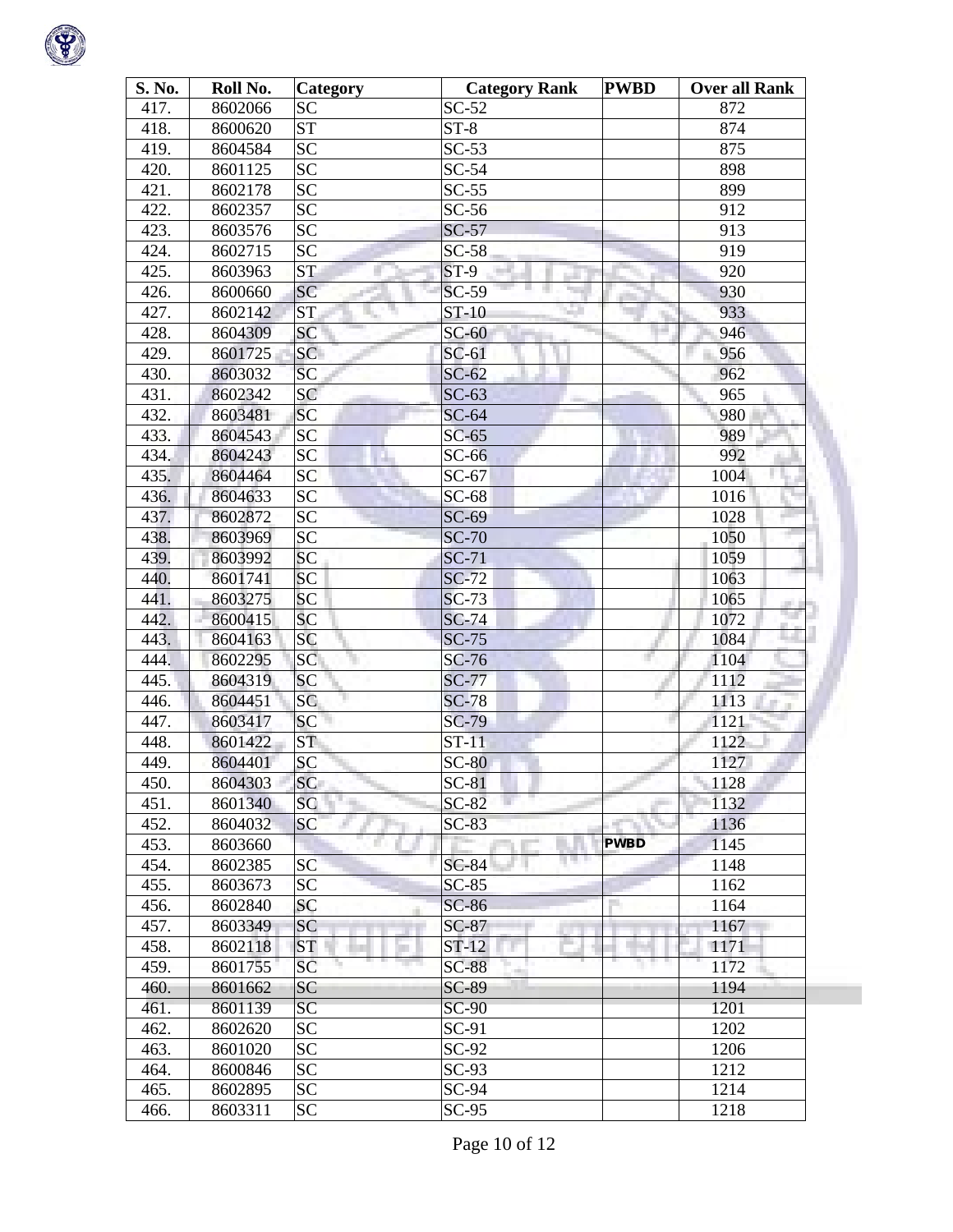| S. No. | Roll No. | Category | Category Rank | PWBD | Over all Rank |
|---|---|---|---|---|---|
| 417. | 8602066 | SC | SC-52 | | 872 |
| 418. | 8600620 | ST | ST-8 | | 874 |
| 419. | 8604584 | SC | SC-53 | | 875 |
| 420. | 8601125 | SC | SC-54 | | 898 |
| 421. | 8602178 | SC | SC-55 | | 899 |
| 422. | 8602357 | SC | SC-56 | | 912 |
| 423. | 8603576 | SC | SC-57 | | 913 |
| 424. | 8602715 | SC | SC-58 | | 919 |
| 425. | 8603963 | ST | ST-9 | | 920 |
| 426. | 8600660 | SC | SC-59 | | 930 |
| 427. | 8602142 | ST | ST-10 | | 933 |
| 428. | 8604309 | SC | SC-60 | | 946 |
| 429. | 8601725 | SC | SC-61 | | 956 |
| 430. | 8603032 | SC | SC-62 | | 962 |
| 431. | 8602342 | SC | SC-63 | | 965 |
| 432. | 8603481 | SC | SC-64 | | 980 |
| 433. | 8604543 | SC | SC-65 | | 989 |
| 434. | 8604243 | SC | SC-66 | | 992 |
| 435. | 8604464 | SC | SC-67 | | 1004 |
| 436. | 8604633 | SC | SC-68 | | 1016 |
| 437. | 8602872 | SC | SC-69 | | 1028 |
| 438. | 8603969 | SC | SC-70 | | 1050 |
| 439. | 8603992 | SC | SC-71 | | 1059 |
| 440. | 8601741 | SC | SC-72 | | 1063 |
| 441. | 8603275 | SC | SC-73 | | 1065 |
| 442. | 8600415 | SC | SC-74 | | 1072 |
| 443. | 8604163 | SC | SC-75 | | 1084 |
| 444. | 8602295 | SC | SC-76 | | 1104 |
| 445. | 8604319 | SC | SC-77 | | 1112 |
| 446. | 8604451 | SC | SC-78 | | 1113 |
| 447. | 8603417 | SC | SC-79 | | 1121 |
| 448. | 8601422 | ST | ST-11 | | 1122 |
| 449. | 8604401 | SC | SC-80 | | 1127 |
| 450. | 8604303 | SC | SC-81 | | 1128 |
| 451. | 8601340 | SC | SC-82 | | 1132 |
| 452. | 8604032 | SC | SC-83 | | 1136 |
| 453. | 8603660 | | | PWBD | 1145 |
| 454. | 8602385 | SC | SC-84 | | 1148 |
| 455. | 8603673 | SC | SC-85 | | 1162 |
| 456. | 8602840 | SC | SC-86 | | 1164 |
| 457. | 8603349 | SC | SC-87 | | 1167 |
| 458. | 8602118 | ST | ST-12 | | 1171 |
| 459. | 8601755 | SC | SC-88 | | 1172 |
| 460. | 8601662 | SC | SC-89 | | 1194 |
| 461. | 8601139 | SC | SC-90 | | 1201 |
| 462. | 8602620 | SC | SC-91 | | 1202 |
| 463. | 8601020 | SC | SC-92 | | 1206 |
| 464. | 8600846 | SC | SC-93 | | 1212 |
| 465. | 8602895 | SC | SC-94 | | 1214 |
| 466. | 8603311 | SC | SC-95 | | 1218 |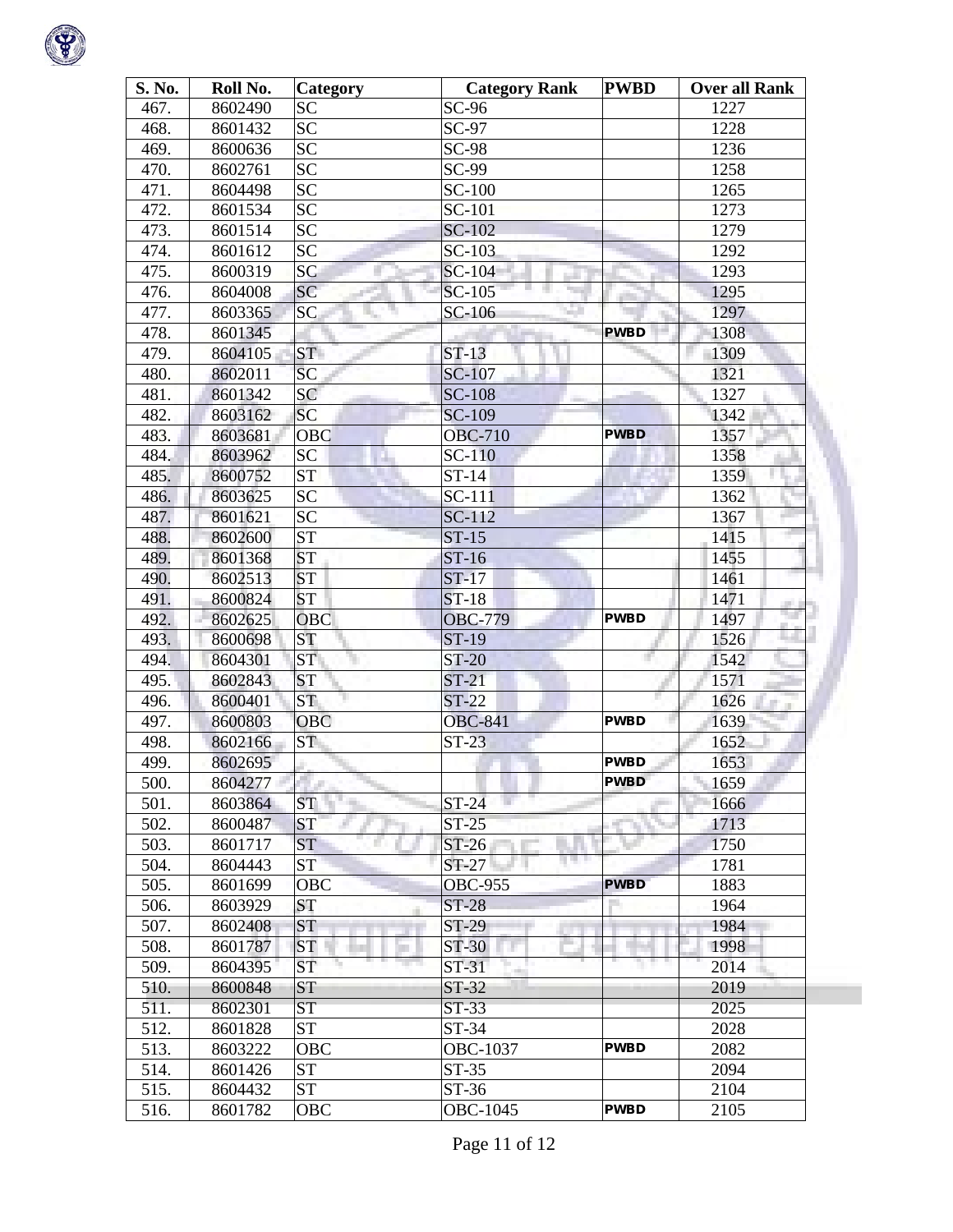| S. No. | Roll No. | Category | Category Rank | PWBD | Over all Rank |
| --- | --- | --- | --- | --- | --- |
| 467. | 8602490 | SC | SC-96 | | 1227 |
| 468. | 8601432 | SC | SC-97 | | 1228 |
| 469. | 8600636 | SC | SC-98 | | 1236 |
| 470. | 8602761 | SC | SC-99 | | 1258 |
| 471. | 8604498 | SC | SC-100 | | 1265 |
| 472. | 8601534 | SC | SC-101 | | 1273 |
| 473. | 8601514 | SC | SC-102 | | 1279 |
| 474. | 8601612 | SC | SC-103 | | 1292 |
| 475. | 8600319 | SC | SC-104 | | 1293 |
| 476. | 8604008 | SC | SC-105 | | 1295 |
| 477. | 8603365 | SC | SC-106 | | 1297 |
| 478. | 8601345 | | | PWBD | 1308 |
| 479. | 8604105 | ST | ST-13 | | 1309 |
| 480. | 8602011 | SC | SC-107 | | 1321 |
| 481. | 8601342 | SC | SC-108 | | 1327 |
| 482. | 8603162 | SC | SC-109 | | 1342 |
| 483. | 8603681 | OBC | OBC-710 | PWBD | 1357 |
| 484. | 8603962 | SC | SC-110 | | 1358 |
| 485. | 8600752 | ST | ST-14 | | 1359 |
| 486. | 8603625 | SC | SC-111 | | 1362 |
| 487. | 8601621 | SC | SC-112 | | 1367 |
| 488. | 8602600 | ST | ST-15 | | 1415 |
| 489. | 8601368 | ST | ST-16 | | 1455 |
| 490. | 8602513 | ST | ST-17 | | 1461 |
| 491. | 8600824 | ST | ST-18 | | 1471 |
| 492. | 8602625 | OBC | OBC-779 | PWBD | 1497 |
| 493. | 8600698 | ST | ST-19 | | 1526 |
| 494. | 8604301 | ST | ST-20 | | 1542 |
| 495. | 8602843 | ST | ST-21 | | 1571 |
| 496. | 8600401 | ST | ST-22 | | 1626 |
| 497. | 8600803 | OBC | OBC-841 | PWBD | 1639 |
| 498. | 8602166 | ST | ST-23 | | 1652 |
| 499. | 8602695 | | | PWBD | 1653 |
| 500. | 8604277 | | | PWBD | 1659 |
| 501. | 8603864 | ST | ST-24 | | 1666 |
| 502. | 8600487 | ST | ST-25 | | 1713 |
| 503. | 8601717 | ST | ST-26 | | 1750 |
| 504. | 8604443 | ST | ST-27 | | 1781 |
| 505. | 8601699 | OBC | OBC-955 | PWBD | 1883 |
| 506. | 8603929 | ST | ST-28 | | 1964 |
| 507. | 8602408 | ST | ST-29 | | 1984 |
| 508. | 8601787 | ST | ST-30 | | 1998 |
| 509. | 8604395 | ST | ST-31 | | 2014 |
| 510. | 8600848 | ST | ST-32 | | 2019 |
| 511. | 8602301 | ST | ST-33 | | 2025 |
| 512. | 8601828 | ST | ST-34 | | 2028 |
| 513. | 8603222 | OBC | OBC-1037 | PWBD | 2082 |
| 514. | 8601426 | ST | ST-35 | | 2094 |
| 515. | 8604432 | ST | ST-36 | | 2104 |
| 516. | 8601782 | OBC | OBC-1045 | PWBD | 2105 |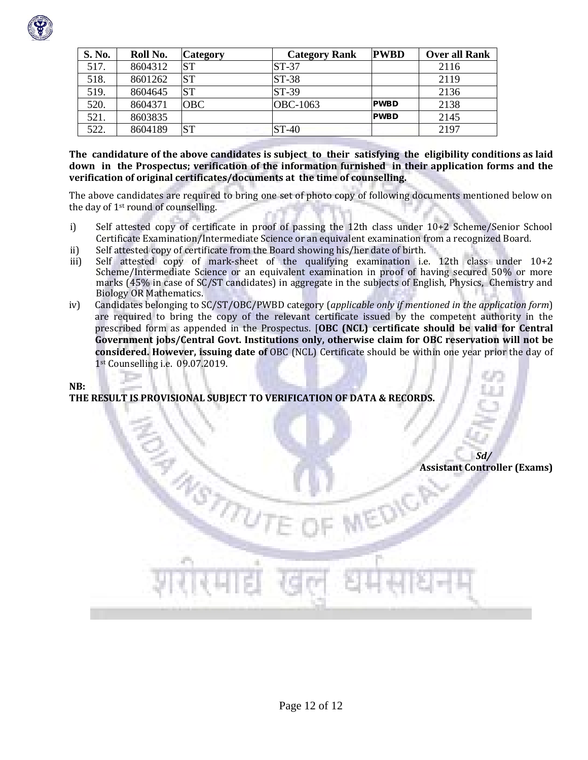| S. No. | Roll No. | Category | Category Rank | PWBD | Over all Rank |
|---|---|---|---|---|---|
| 517. | 8604312 | ST | ST-37 | | 2116 |
| 518. | 8601262 | ST | ST-38 | | 2119 |
| 519. | 8604645 | ST | ST-39 | | 2136 |
| 520. | 8604371 | OBC | OBC-1063 | PWBD | 2138 |
| 521. | 8603835 | | | PWBD | 2145 |
| 522. | 8604189 | ST | ST-40 | | 2197 |

**The candidature of the above candidates is subject to their satisfying the eligibility conditions as laid down in the Prospectus; verification of the information furnished in their application forms and the verification of original certificates/documents at the time of counselling.**

The above candidates are required to bring one set of photo copy of following documents mentioned below on the day of 1st round of counselling.

i) Self attested copy of certificate in proof of passing the 12th class under 10+2 Scheme/Senior School Certificate Examination/Intermediate Science or an equivalent examination from a recognized Board.
ii) Self attested copy of certificate from the Board showing his/her date of birth.
iii) Self attested copy of mark-sheet of the qualifying examination i.e. 12th class under 10+2 Scheme/Intermediate Science or an equivalent examination in proof of having secured 50% or more marks (45% in case of SC/ST candidates) in aggregate in the subjects of English, Physics, Chemistry and Biology OR Mathematics.
iv) Candidates belonging to SC/ST/OBC/PWBD category (*applicable only if mentioned in the application form*) are required to bring the copy of the relevant certificate issued by the competent authority in the prescribed form as appended in the Prospectus. [**OBC (NCL) certificate should be valid for Central Government jobs/Central Govt. Institutions only, otherwise claim for OBC reservation will not be considered. However, issuing date of** OBC (NCL) Certificate should be within one year prior the day of 1st Counselling i.e. 09.07.2019.

**NB:**
**THE RESULT IS PROVISIONAL SUBJECT TO VERIFICATION OF DATA & RECORDS.**

***Sd/***
**Assistant Controller (Exams)**